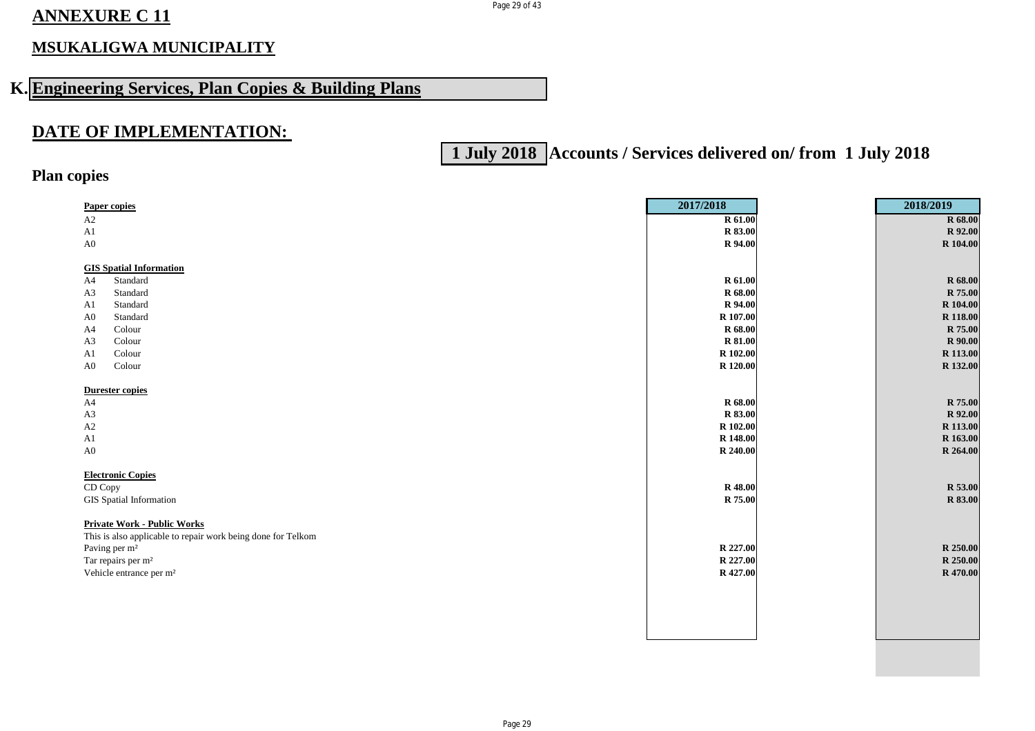## ANNEXURE C 11

## MSUKALIGWA MUNICIPALITY

# K. Engineering Services, Plan Copies & Building Plans

## DATE OF IMPLEMENTATION:

**1 July 2018** **Accounts / Services delivered on/ from 1 July 2018**

### Plan copies

| | | 2017/2018 | 2018/2019 |
|---|---|---|---|
| **Paper copies** | | | |
| A2 | | R 61.00 | R 68.00 |
| A1 | | R 83.00 | R 92.00 |
| A0 | | R 94.00 | R 104.00 |
| **GIS Spatial Information** | | | |
| A4 | Standard | R 61.00 | R 68.00 |
| A3 | Standard | R 68.00 | R 75.00 |
| A1 | Standard | R 94.00 | R 104.00 |
| A0 | Standard | R 107.00 | R 118.00 |
| A4 | Colour | R 68.00 | R 75.00 |
| A3 | Colour | R 81.00 | R 90.00 |
| A1 | Colour | R 102.00 | R 113.00 |
| A0 | Colour | R 120.00 | R 132.00 |
| **Durester copies** | | | |
| A4 | | R 68.00 | R 75.00 |
| A3 | | R 83.00 | R 92.00 |
| A2 | | R 102.00 | R 113.00 |
| A1 | | R 148.00 | R 163.00 |
| A0 | | R 240.00 | R 264.00 |
| **Electronic Copies** | | | |
| CD Copy | | R 48.00 | R 53.00 |
| GIS Spatial Information | | R 75.00 | R 83.00 |
| **Private Work - Public Works** | | | |
| This is also applicable to repair work being done for Telkom | | | |
| Paving per m² | | R 227.00 | R 250.00 |
| Tar repairs per m² | | R 227.00 | R 250.00 |
| Vehicle entrance per m² | | R 427.00 | R 470.00 |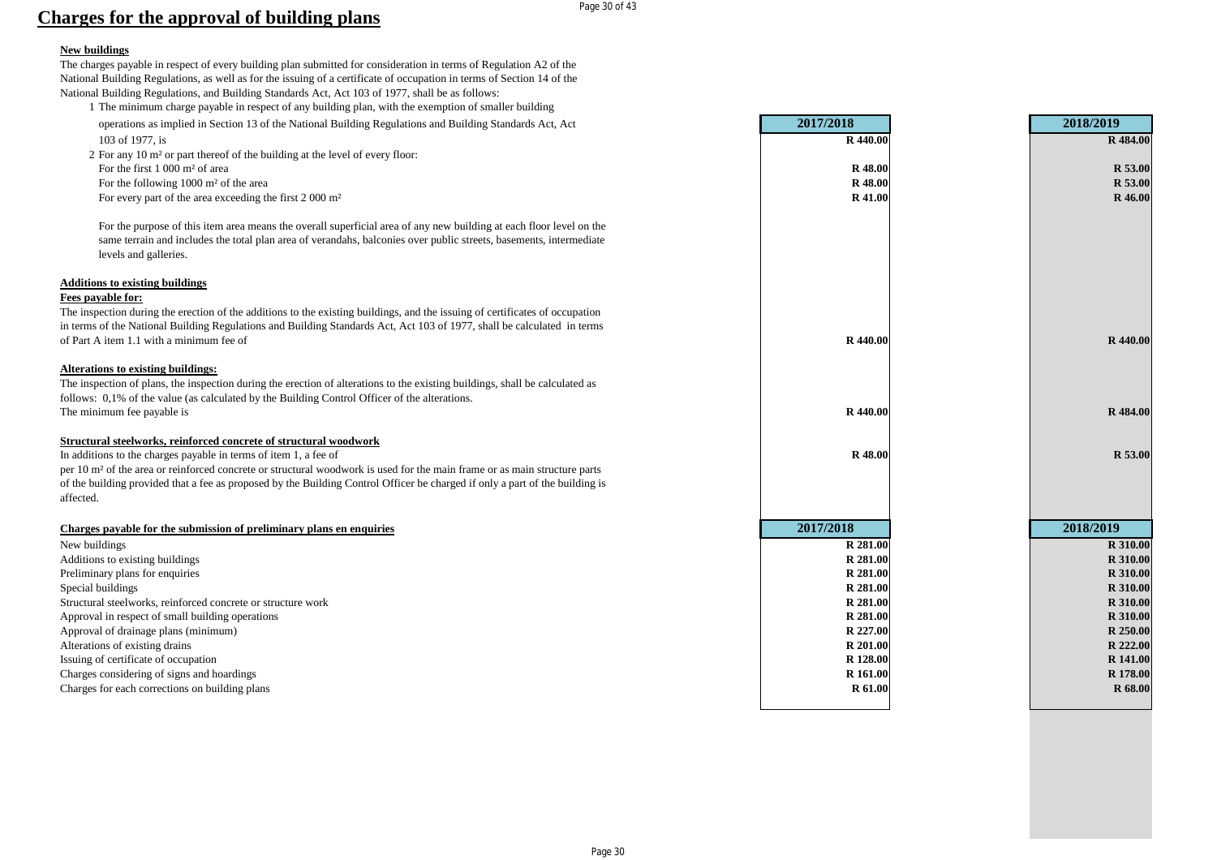# Charges for the approval of building plans

**New buildings**

The charges payable in respect of every building plan submitted for consideration in terms of Regulation A2 of the National Building Regulations, as well as for the issuing of a certificate of occupation in terms of Section 14 of the National Building Regulations, and Building Standards Act, Act 103 of 1977, shall be as follows:

| | 2017/2018 | 2018/2019 |
|---|---|---|
| 1 The minimum charge payable in respect of any building plan, with the exemption of smaller building operations as implied in Section 13 of the National Building Regulations and Building Standards Act, Act 103 of 1977, is | R 440.00 | R 484.00 |
| 2 For any 10 m² or part thereof of the building at the level of every floor: | | |
| For the first 1 000 m² of area | R 48.00 | R 53.00 |
| For the following 1000 m² of the area | R 48.00 | R 53.00 |
| For every part of the area exceeding the first 2 000 m² | R 41.00 | R 46.00 |

For the purpose of this item area means the overall superficial area of any new building at each floor level on the same terrain and includes the total plan area of verandahs, balconies over public streets, basements, intermediate levels and galleries.

**Additions to existing buildings**

**Fees payable for:**

| | 2017/2018 | 2018/2019 |
|---|---|---|
| The inspection during the erection of the additions to the existing buildings, and the issuing of certificates of occupation in terms of the National Building Regulations and Building Standards Act, Act 103 of 1977, shall be calculated in terms of Part A item 1.1 with a minimum fee of | R 440.00 | R 440.00 |

**Alterations to existing buildings:**

The inspection of plans, the inspection during the erection of alterations to the existing buildings, shall be calculated as follows: 0,1% of the value (as calculated by the Building Control Officer of the alterations.

| | 2017/2018 | 2018/2019 |
|---|---|---|
| The minimum fee payable is | R 440.00 | R 484.00 |

**Structural steelworks, reinforced concrete of structural woodwork**

| | 2017/2018 | 2018/2019 |
|---|---|---|
| In additions to the charges payable in terms of item 1, a fee of | R 48.00 | R 53.00 |

per 10 m² of the area or reinforced concrete or structural woodwork is used for the main frame or as main structure parts of the building provided that a fee as proposed by the Building Control Officer be charged if only a part of the building is affected.

| **Charges payable for the submission of preliminary plans en enquiries** | 2017/2018 | 2018/2019 |
|---|---|---|
| New buildings | R 281.00 | R 310.00 |
| Additions to existing buildings | R 281.00 | R 310.00 |
| Preliminary plans for enquiries | R 281.00 | R 310.00 |
| Special buildings | R 281.00 | R 310.00 |
| Structural steelworks, reinforced concrete or structure work | R 281.00 | R 310.00 |
| Approval in respect of small building operations | R 281.00 | R 310.00 |
| Approval of drainage plans (minimum) | R 227.00 | R 250.00 |
| Alterations of existing drains | R 201.00 | R 222.00 |
| Issuing of certificate of occupation | R 128.00 | R 141.00 |
| Charges considering of signs and hoardings | R 161.00 | R 178.00 |
| Charges for each corrections on building plans | R 61.00 | R 68.00 |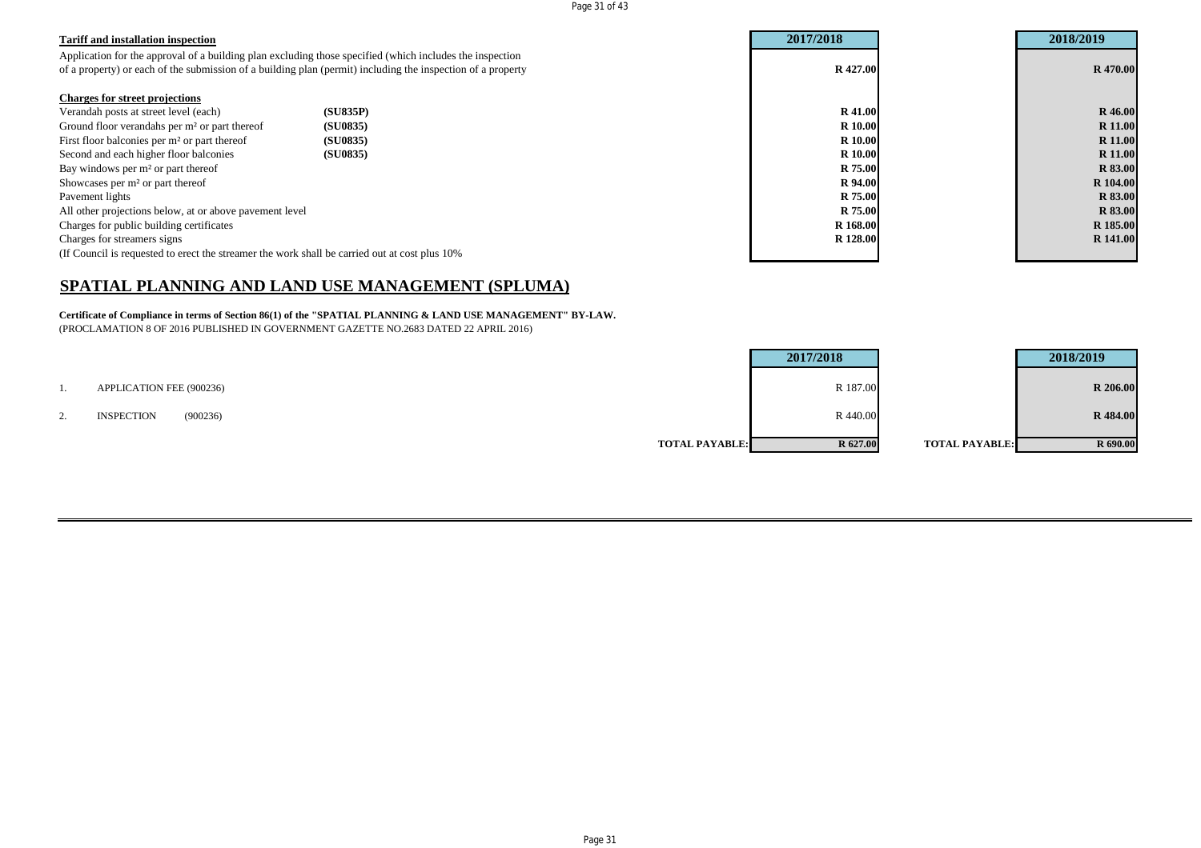| Tariff and installation inspection | | 2017/2018 | 2018/2019 |
|---|---|---|---|
| Application for the approval of a building plan excluding those specified (which includes the inspection of a property) or each of the submission of a building plan (permit) including the inspection of a property | | R 427.00 | R 470.00 |
| **Charges for street projections** | | | |
| Verandah posts at street level (each) | (SU835P) | R 41.00 | R 46.00 |
| Ground floor verandahs per m² or part thereof | (SU0835) | R 10.00 | R 11.00 |
| First floor balconies per m² or part thereof | (SU0835) | R 10.00 | R 11.00 |
| Second and each higher floor balconies | (SU0835) | R 10.00 | R 11.00 |
| Bay windows per m² or part thereof | | R 75.00 | R 83.00 |
| Showcases per m² or part thereof | | R 94.00 | R 104.00 |
| Pavement lights | | R 75.00 | R 83.00 |
| All other projections below, at or above pavement level | | R 75.00 | R 83.00 |
| Charges for public building certificates | | R 168.00 | R 185.00 |
| Charges for streamers signs | | R 128.00 | R 141.00 |
| (If Council is requested to erect the streamer the work shall be carried out at cost plus 10% | | | |

# SPATIAL PLANNING AND LAND USE MANAGEMENT (SPLUMA)

**Certificate of Compliance in terms of Section 86(1) of the "SPATIAL PLANNING & LAND USE MANAGEMENT" BY-LAW.**
(PROCLAMATION 8 OF 2016 PUBLISHED IN GOVERNMENT GAZETTE NO.2683 DATED 22 APRIL 2016)

| | | | 2017/2018 | | 2018/2019 |
|---|---|---|---|---|---|
| 1. | APPLICATION FEE (900236) | | R 187.00 | | R 206.00 |
| 2. | INSPECTION (900236) | | R 440.00 | | R 484.00 |
| | | TOTAL PAYABLE: | R 627.00 | TOTAL PAYABLE: | R 690.00 |